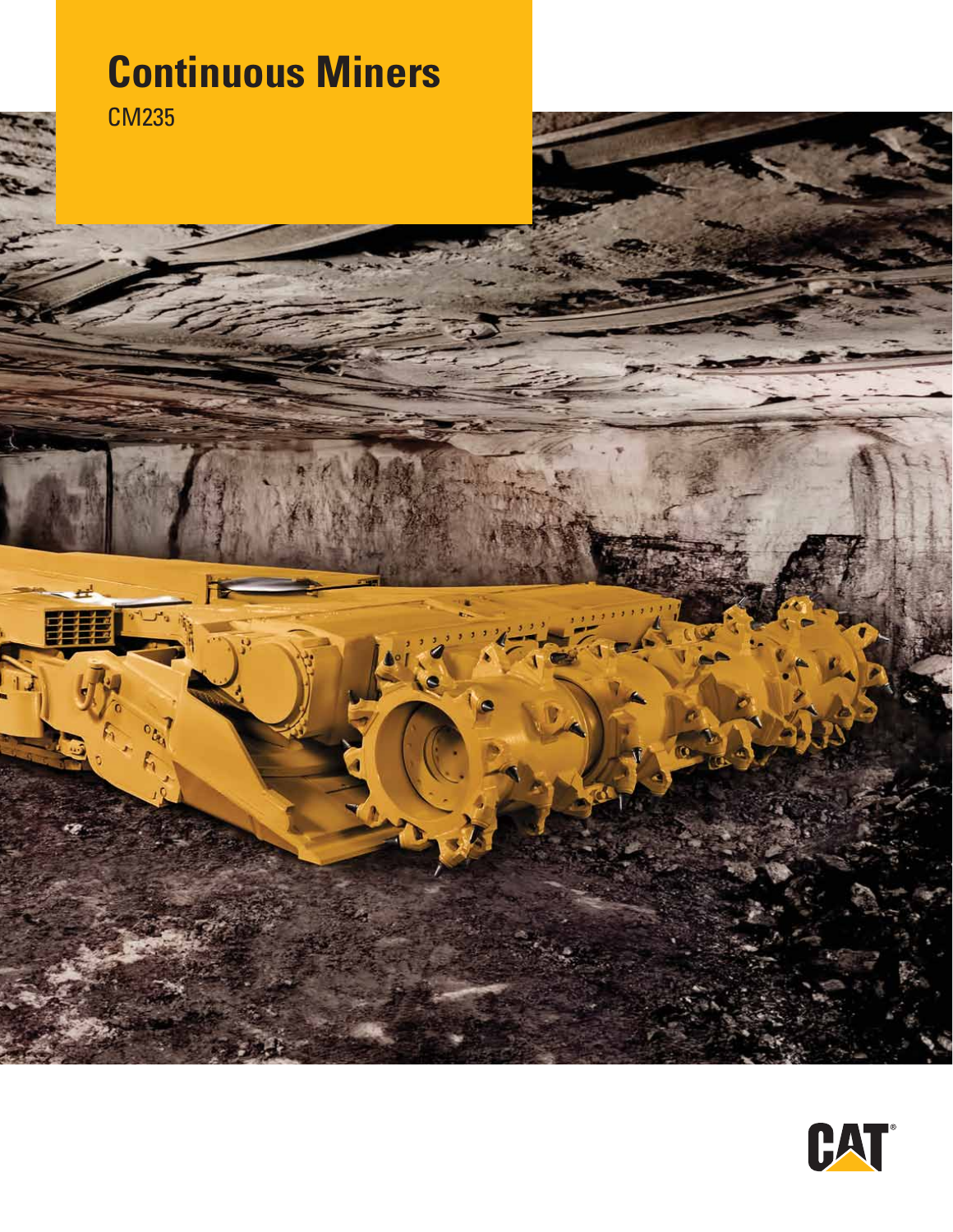# Continuous Miners

CM235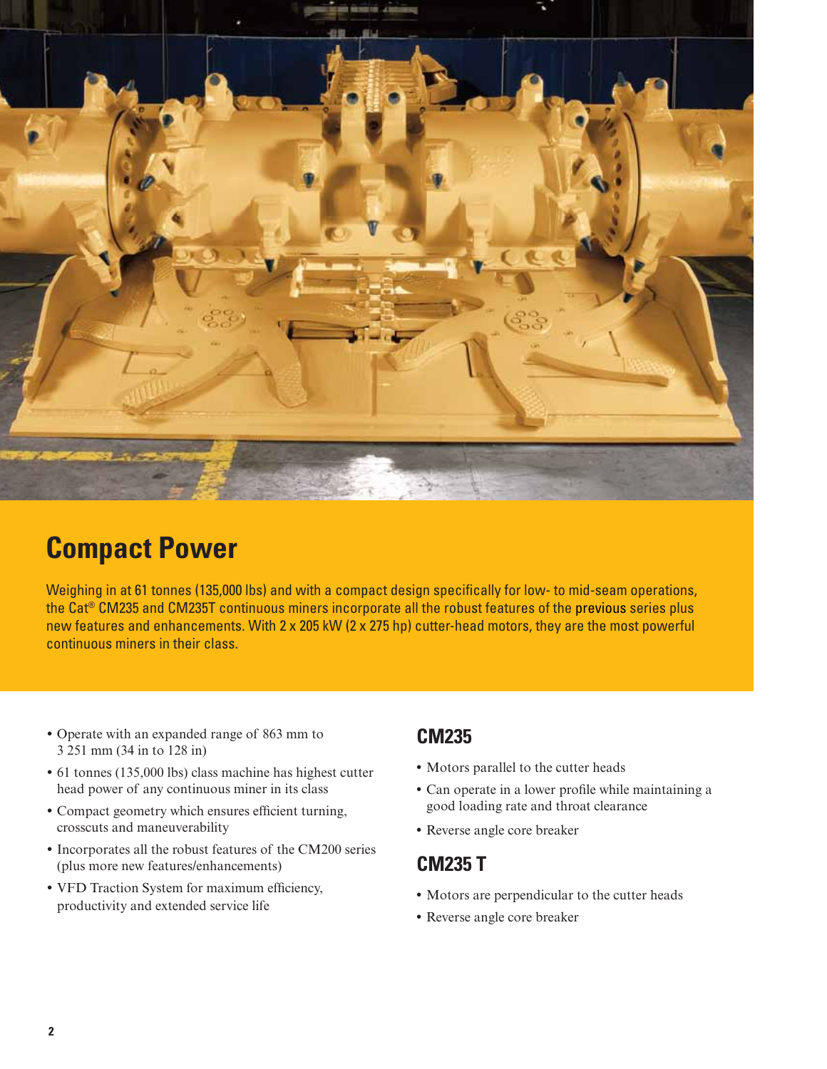## Compact Power

Weighing in at 61 tonnes (135,000 lbs) and with a compact design specifically for low- to mid-seam operations, the Cat® CM235 and CM235T continuous miners incorporate all the robust features of the previous series plus new features and enhancements. With 2 x 205 kW (2 x 275 hp) cutter-head motors, they are the most powerful continuous miners in their class.

- Operate with an expanded range of 863 mm to 3 251 mm (34 in to 128 in)
- 61 tonnes (135,000 lbs) class machine has highest cutter head power of any continuous miner in its class
- Compact geometry which ensures efficient turning, crosscuts and maneuverability
- Incorporates all the robust features of the CM200 series (plus more new features/enhancements)
- VFD Traction System for maximum efficiency, productivity and extended service life

### CM235

- Motors parallel to the cutter heads
- Can operate in a lower profile while maintaining a good loading rate and throat clearance
- Reverse angle core breaker

### CM235 T

- Motors are perpendicular to the cutter heads
- Reverse angle core breaker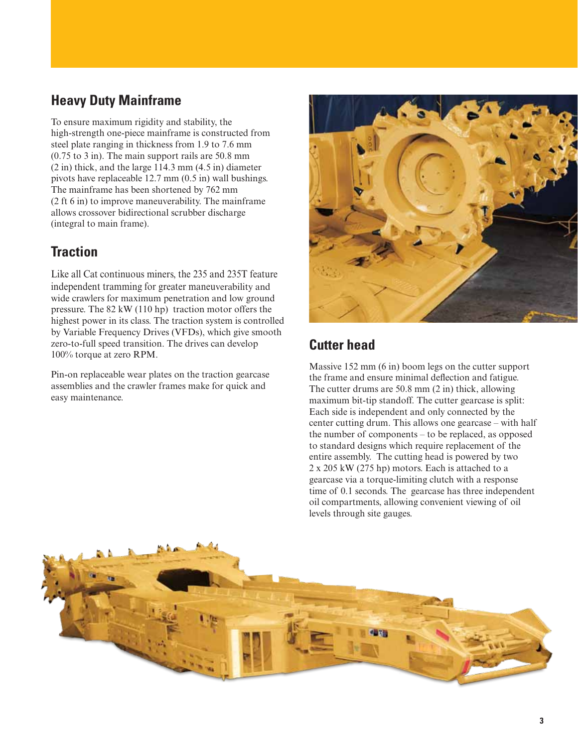## Heavy Duty Mainframe

To ensure maximum rigidity and stability, the high-strength one-piece mainframe is constructed from steel plate ranging in thickness from 1.9 to 7.6 mm (0.75 to 3 in). The main support rails are 50.8 mm (2 in) thick, and the large 114.3 mm (4.5 in) diameter pivots have replaceable 12.7 mm (0.5 in) wall bushings. The mainframe has been shortened by 762 mm (2 ft 6 in) to improve maneuverability. The mainframe allows crossover bidirectional scrubber discharge (integral to main frame).

## Traction

Like all Cat continuous miners, the 235 and 235T feature independent tramming for greater maneuverability and wide crawlers for maximum penetration and low ground pressure. The 82 kW (110 hp) traction motor offers the highest power in its class. The traction system is controlled by Variable Frequency Drives (VFDs), which give smooth zero-to-full speed transition. The drives can develop 100% torque at zero RPM.

Pin-on replaceable wear plates on the traction gearcase assemblies and the crawler frames make for quick and easy maintenance.

## Cutter head

Massive 152 mm (6 in) boom legs on the cutter support the frame and ensure minimal deflection and fatigue. The cutter drums are 50.8 mm (2 in) thick, allowing maximum bit-tip standoff. The cutter gearcase is split: Each side is independent and only connected by the center cutting drum. This allows one gearcase – with half the number of components – to be replaced, as opposed to standard designs which require replacement of the entire assembly. The cutting head is powered by two 2 x 205 kW (275 hp) motors. Each is attached to a gearcase via a torque-limiting clutch with a response time of 0.1 seconds. The gearcase has three independent oil compartments, allowing convenient viewing of oil levels through site gauges.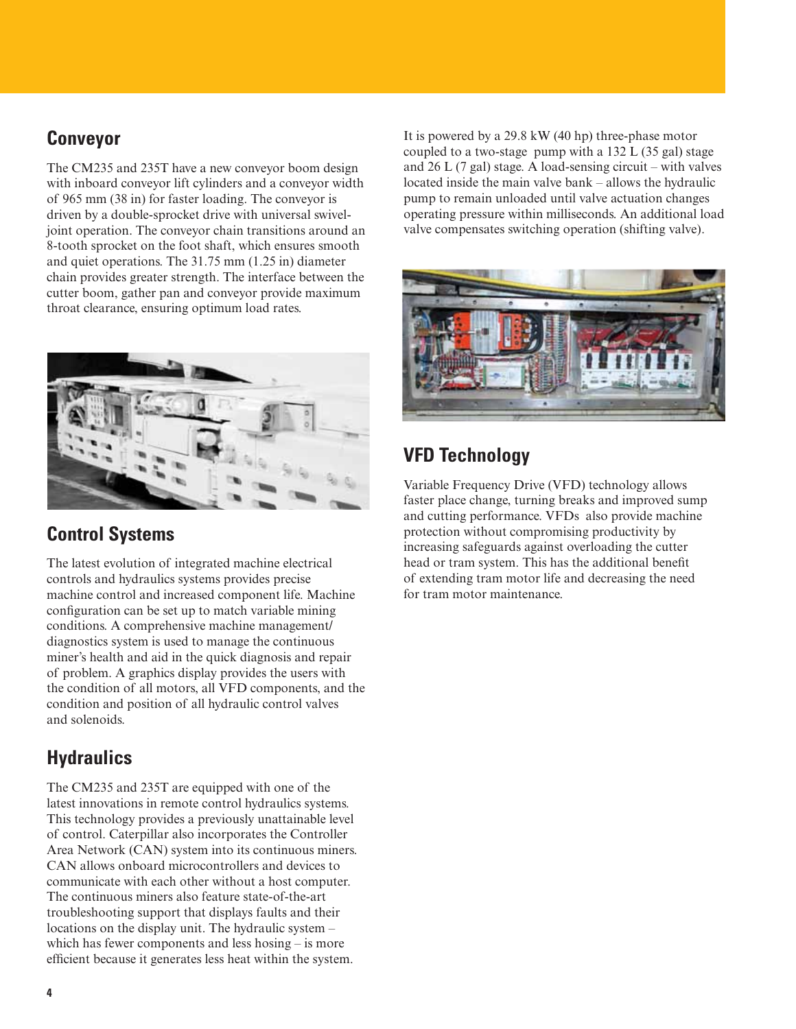## Conveyor

The CM235 and 235T have a new conveyor boom design with inboard conveyor lift cylinders and a conveyor width of 965 mm (38 in) for faster loading. The conveyor is driven by a double-sprocket drive with universal swivel-joint operation. The conveyor chain transitions around an 8-tooth sprocket on the foot shaft, which ensures smooth and quiet operations. The 31.75 mm (1.25 in) diameter chain provides greater strength. The interface between the cutter boom, gather pan and conveyor provide maximum throat clearance, ensuring optimum load rates.

## Control Systems

The latest evolution of integrated machine electrical controls and hydraulics systems provides precise machine control and increased component life. Machine configuration can be set up to match variable mining conditions. A comprehensive machine management/diagnostics system is used to manage the continuous miner's health and aid in the quick diagnosis and repair of problem. A graphics display provides the users with the condition of all motors, all VFD components, and the condition and position of all hydraulic control valves and solenoids.

## Hydraulics

The CM235 and 235T are equipped with one of the latest innovations in remote control hydraulics systems. This technology provides a previously unattainable level of control. Caterpillar also incorporates the Controller Area Network (CAN) system into its continuous miners. CAN allows onboard microcontrollers and devices to communicate with each other without a host computer. The continuous miners also feature state-of-the-art troubleshooting support that displays faults and their locations on the display unit. The hydraulic system – which has fewer components and less hosing – is more efficient because it generates less heat within the system. It is powered by a 29.8 kW (40 hp) three-phase motor coupled to a two-stage pump with a 132 L (35 gal) stage and 26 L (7 gal) stage. A load-sensing circuit – with valves located inside the main valve bank – allows the hydraulic pump to remain unloaded until valve actuation changes operating pressure within milliseconds. An additional load valve compensates switching operation (shifting valve).

## VFD Technology

Variable Frequency Drive (VFD) technology allows faster place change, turning breaks and improved sump and cutting performance. VFDs also provide machine protection without compromising productivity by increasing safeguards against overloading the cutter head or tram system. This has the additional benefit of extending tram motor life and decreasing the need for tram motor maintenance.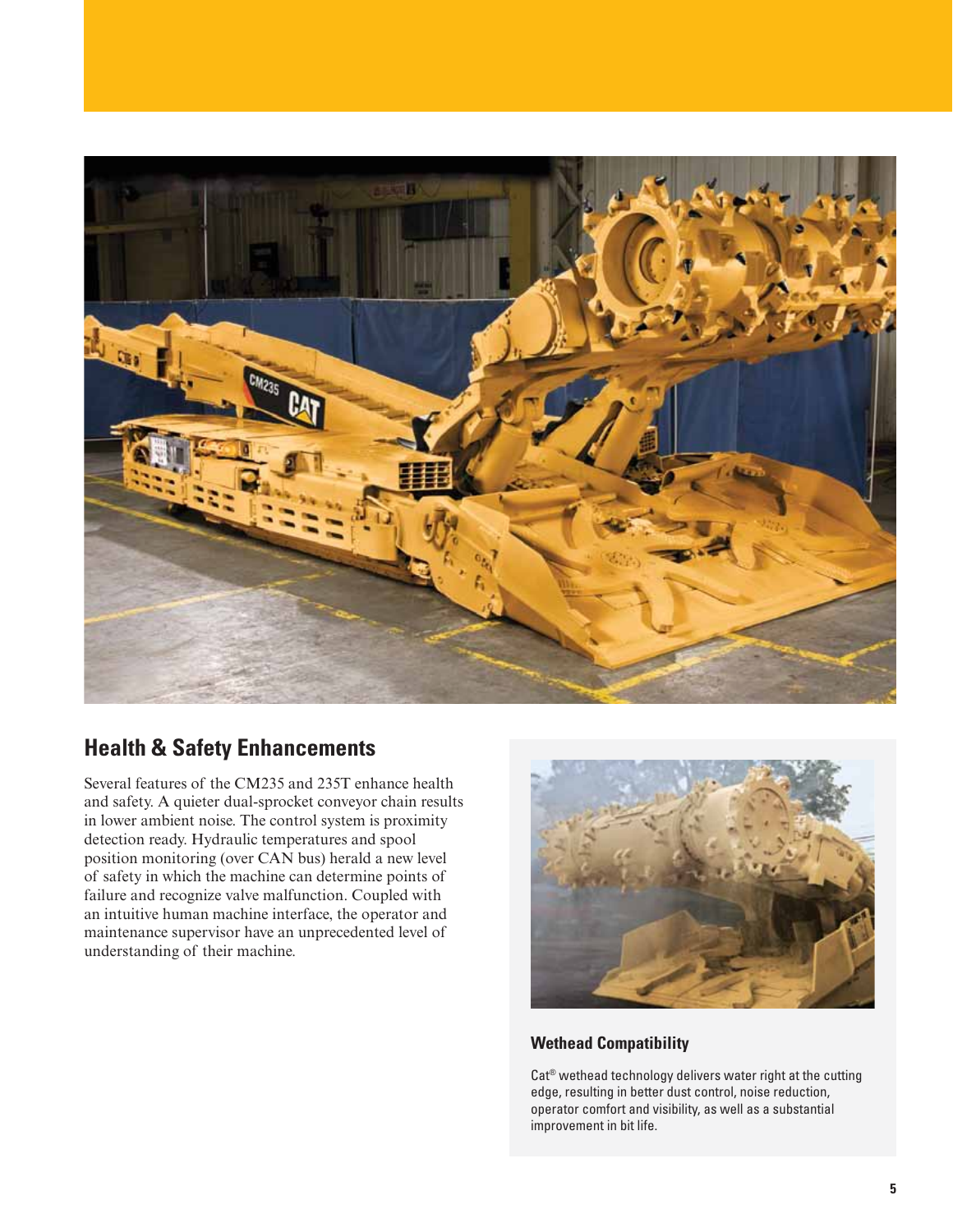## Health & Safety Enhancements

Several features of the CM235 and 235T enhance health and safety. A quieter dual-sprocket conveyor chain results in lower ambient noise. The control system is proximity detection ready. Hydraulic temperatures and spool position monitoring (over CAN bus) herald a new level of safety in which the machine can determine points of failure and recognize valve malfunction. Coupled with an intuitive human machine interface, the operator and maintenance supervisor have an unprecedented level of understanding of their machine.

### Wethead Compatibility

Cat® wethead technology delivers water right at the cutting edge, resulting in better dust control, noise reduction, operator comfort and visibility, as well as a substantial improvement in bit life.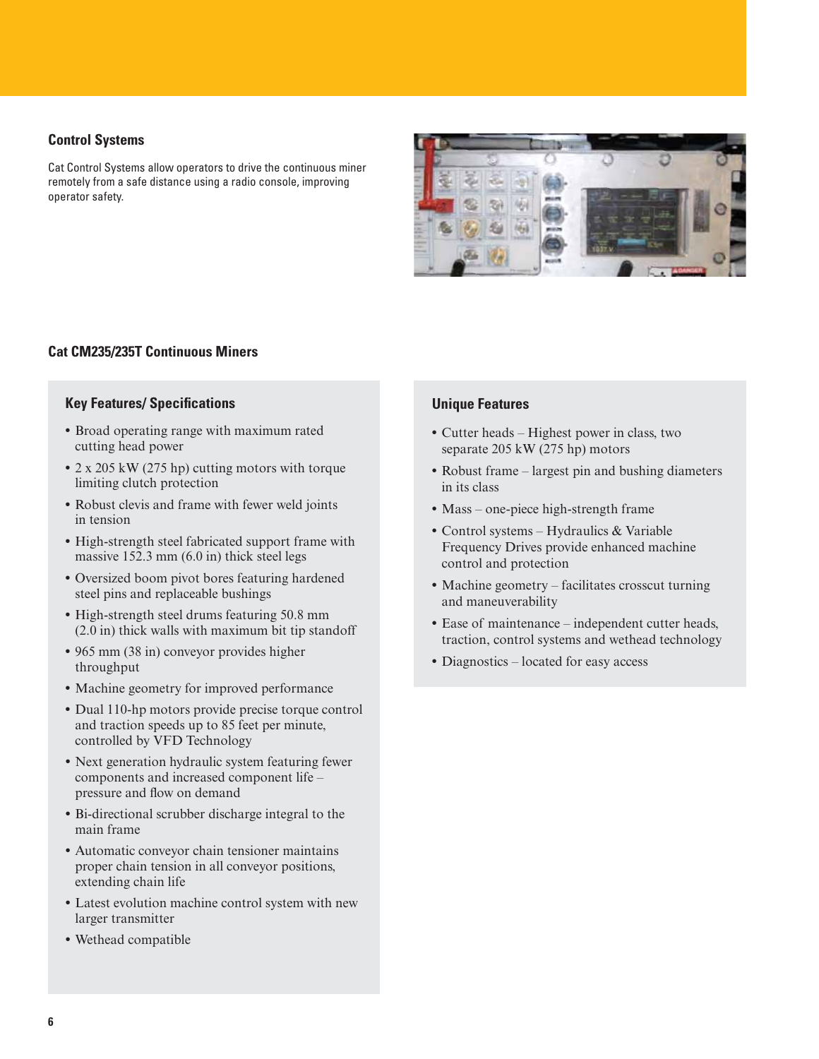## Control Systems

Cat Control Systems allow operators to drive the continuous miner remotely from a safe distance using a radio console, improving operator safety.

## Cat CM235/235T Continuous Miners

### Key Features/ Specifications

- Broad operating range with maximum rated cutting head power
- 2 x 205 kW (275 hp) cutting motors with torque limiting clutch protection
- Robust clevis and frame with fewer weld joints in tension
- High-strength steel fabricated support frame with massive 152.3 mm (6.0 in) thick steel legs
- Oversized boom pivot bores featuring hardened steel pins and replaceable bushings
- High-strength steel drums featuring 50.8 mm (2.0 in) thick walls with maximum bit tip standoff
- 965 mm (38 in) conveyor provides higher throughput
- Machine geometry for improved performance
- Dual 110-hp motors provide precise torque control and traction speeds up to 85 feet per minute, controlled by VFD Technology
- Next generation hydraulic system featuring fewer components and increased component life – pressure and flow on demand
- Bi-directional scrubber discharge integral to the main frame
- Automatic conveyor chain tensioner maintains proper chain tension in all conveyor positions, extending chain life
- Latest evolution machine control system with new larger transmitter
- Wethead compatible

### Unique Features

- Cutter heads – Highest power in class, two separate 205 kW (275 hp) motors
- Robust frame – largest pin and bushing diameters in its class
- Mass – one-piece high-strength frame
- Control systems – Hydraulics & Variable Frequency Drives provide enhanced machine control and protection
- Machine geometry – facilitates crosscut turning and maneuverability
- Ease of maintenance – independent cutter heads, traction, control systems and wethead technology
- Diagnostics – located for easy access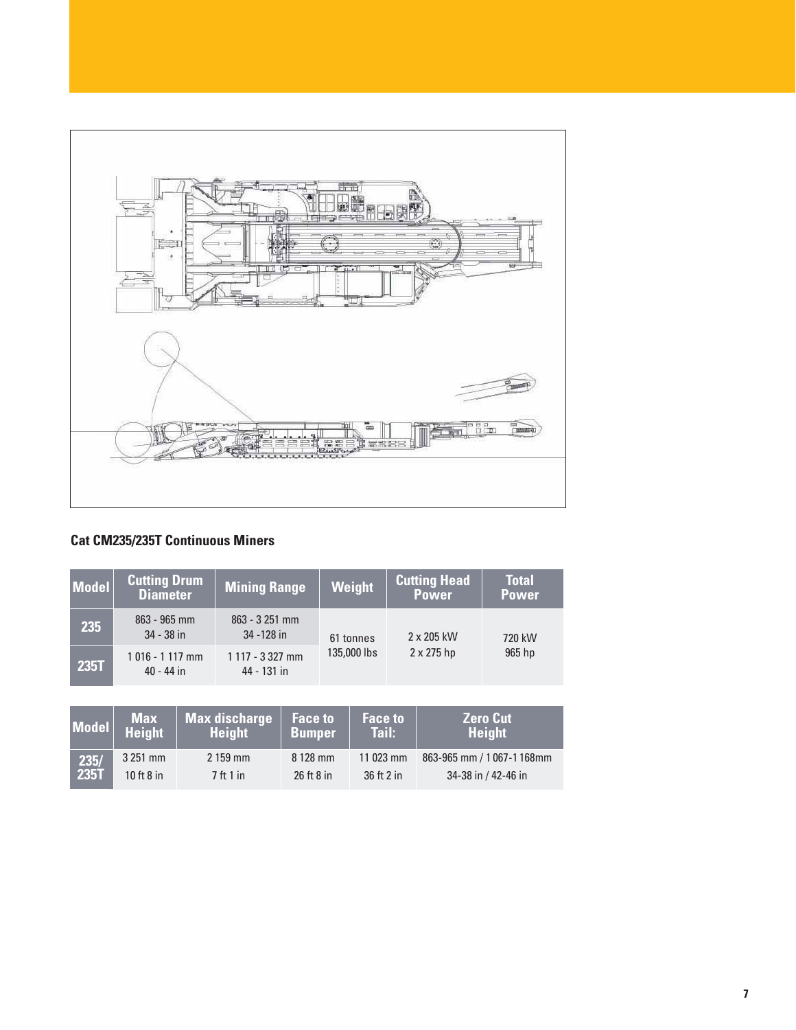### Cat CM235/235T Continuous Miners

| Model | Cutting Drum Diameter | Mining Range | Weight | Cutting Head Power | Total Power |
|---|---|---|---|---|---|
| 235 | 863 - 965 mm<br>34 - 38 in | 863 - 3 251 mm<br>34 -128 in | 61 tonnes<br>135,000 lbs | 2 x 205 kW<br>2 x 275 hp | 720 kW<br>965 hp |
| 235T | 1 016 - 1 117 mm<br>40 - 44 in | 1 117 - 3 327 mm<br>44 - 131 in | | | |

| Model | Max Height | Max discharge Height | Face to Bumper | Face to Tail: | Zero Cut Height |
|---|---|---|---|---|---|
| 235/ 235T | 3 251 mm<br>10 ft 8 in | 2 159 mm<br>7 ft 1 in | 8 128 mm<br>26 ft 8 in | 11 023 mm<br>36 ft 2 in | 863-965 mm / 1 067-1 168mm<br>34-38 in / 42-46 in |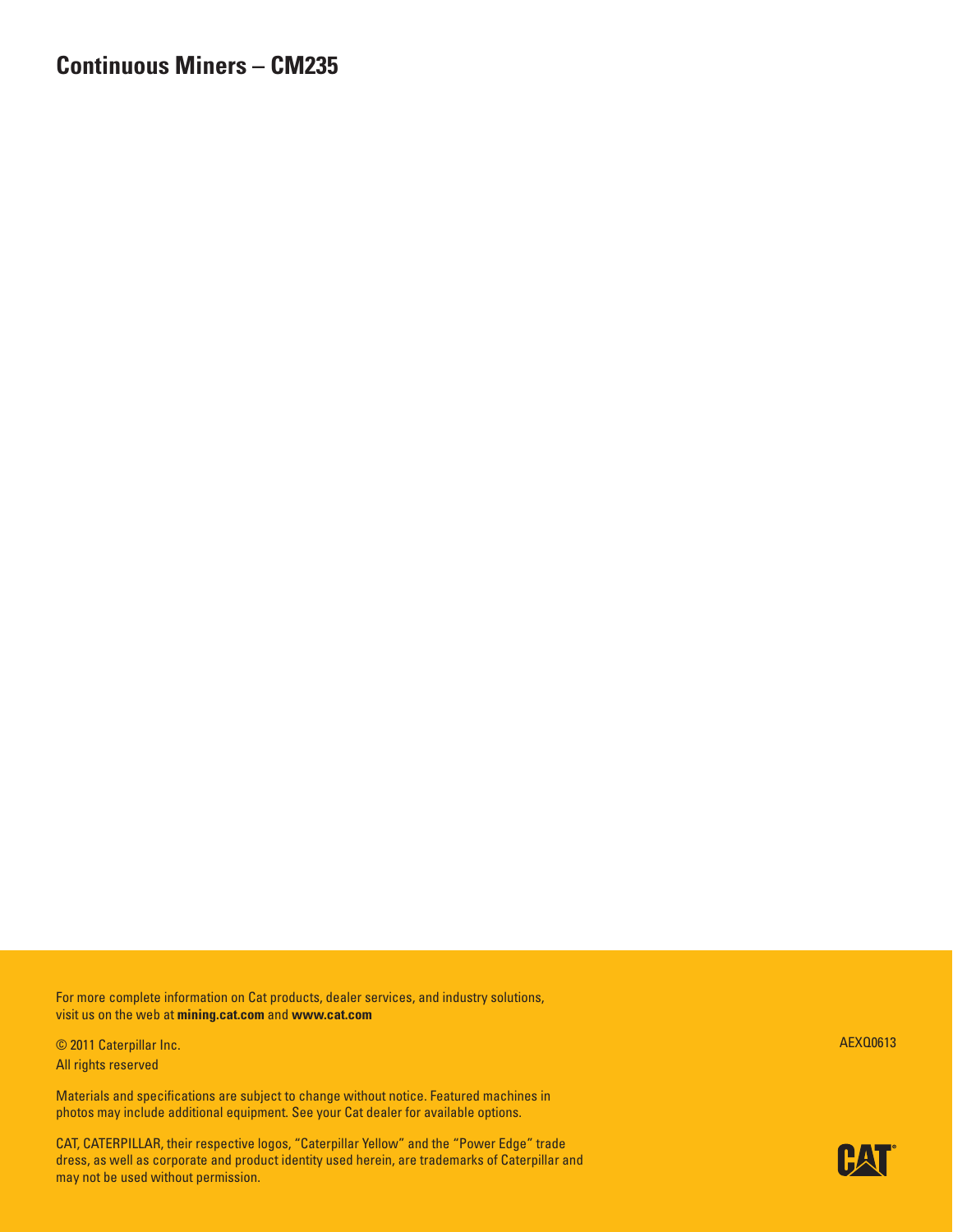## Continuous Miners – CM235

For more complete information on Cat products, dealer services, and industry solutions, visit us on the web at **mining.cat.com** and **www.cat.com**

© 2011 Caterpillar Inc.
All rights reserved

AEXQ0613

Materials and specifications are subject to change without notice. Featured machines in photos may include additional equipment. See your Cat dealer for available options.

CAT, CATERPILLAR, their respective logos, "Caterpillar Yellow" and the "Power Edge" trade dress, as well as corporate and product identity used herein, are trademarks of Caterpillar and may not be used without permission.